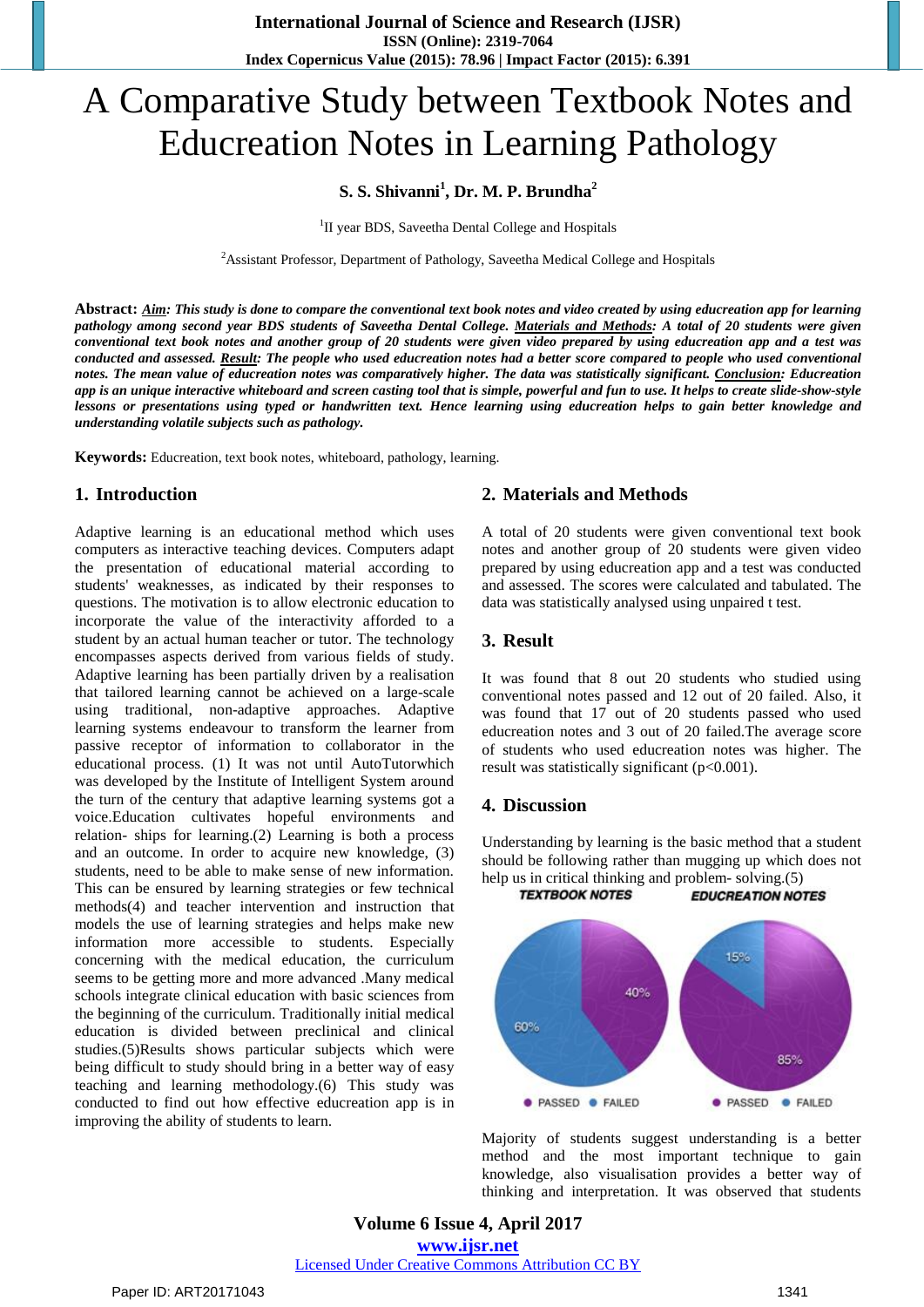# A Comparative Study between Textbook Notes and Educreation Notes in Learning Pathology

**S. S. Shivanni[1], Dr. M. P. Brundha[2]**

[1]II year BDS, Saveetha Dental College and Hospitals

[2]Assistant Professor, Department of Pathology, Saveetha Medical College and Hospitals

**Abstract:** ***Aim**: This study is done to compare the conventional text book notes and video created by using educreation app for learning pathology among second year BDS students of Saveetha Dental College. **Materials and Methods**: A total of 20 students were given conventional text book notes and another group of 20 students were given video prepared by using educreation app and a test was conducted and assessed. **Result**: The people who used educreation notes had a better score compared to people who used conventional notes. The mean value of educreation notes was comparatively higher. The data was statistically significant. **Conclusion**: Educreation app is an unique interactive whiteboard and screen casting tool that is simple, powerful and fun to use. It helps to create slide-show-style lessons or presentations using typed or handwritten text. Hence learning using educreation helps to gain better knowledge and understanding volatile subjects such as pathology.*

**Keywords:** Educreation, text book notes, whiteboard, pathology, learning.

## 1. Introduction

Adaptive learning is an educational method which uses computers as interactive teaching devices. Computers adapt the presentation of educational material according to students' weaknesses, as indicated by their responses to questions. The motivation is to allow electronic education to incorporate the value of the interactivity afforded to a student by an actual human teacher or tutor. The technology encompasses aspects derived from various fields of study. Adaptive learning has been partially driven by a realisation that tailored learning cannot be achieved on a large-scale using traditional, non-adaptive approaches. Adaptive learning systems endeavour to transform the learner from passive receptor of information to collaborator in the educational process. (1) It was not until AutoTutorwhich was developed by the Institute of Intelligent System around the turn of the century that adaptive learning systems got a voice.Education cultivates hopeful environments and relation- ships for learning.(2) Learning is both a process and an outcome. In order to acquire new knowledge, (3) students, need to be able to make sense of new information. This can be ensured by learning strategies or few technical methods(4) and teacher intervention and instruction that models the use of learning strategies and helps make new information more accessible to students. Especially concerning with the medical education, the curriculum seems to be getting more and more advanced .Many medical schools integrate clinical education with basic sciences from the beginning of the curriculum. Traditionally initial medical education is divided between preclinical and clinical studies.(5)Results shows particular subjects which were being difficult to study should bring in a better way of easy teaching and learning methodology.(6) This study was conducted to find out how effective educreation app is in improving the ability of students to learn.

## 2. Materials and Methods

A total of 20 students were given conventional text book notes and another group of 20 students were given video prepared by using educreation app and a test was conducted and assessed. The scores were calculated and tabulated. The data was statistically analysed using unpaired t test.

## 3. Result

It was found that 8 out 20 students who studied using conventional notes passed and 12 out of 20 failed. Also, it was found that 17 out of 20 students passed who used educreation notes and 3 out of 20 failed.The average score of students who used educreation notes was higher. The result was statistically significant ($p<0.001$).

## 4. Discussion

Understanding by learning is the basic method that a student should be following rather than mugging up which does not help us in critical thinking and problem- solving.(5)

TEXTBOOK NOTES: PASSED 40%, FAILED 60%

EDUCREATION NOTES: PASSED 85%, FAILED 15%

Majority of students suggest understanding is a better method and the most important technique to gain knowledge, also visualisation provides a better way of thinking and interpretation. It was observed that students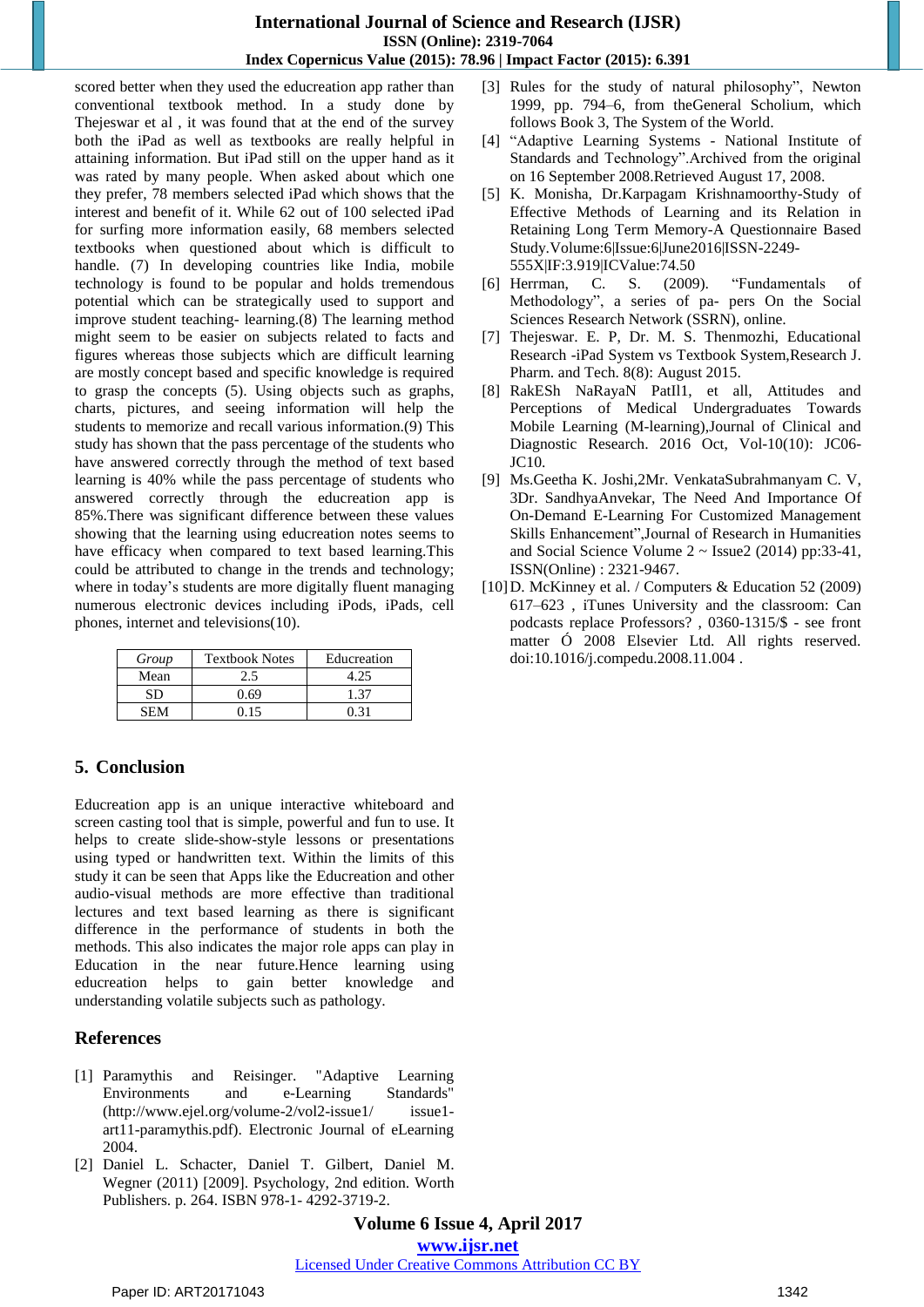scored better when they used the educreation app rather than conventional textbook method. In a study done by Thejeswar et al , it was found that at the end of the survey both the iPad as well as textbooks are really helpful in attaining information. But iPad still on the upper hand as it was rated by many people. When asked about which one they prefer, 78 members selected iPad which shows that the interest and benefit of it. While 62 out of 100 selected iPad for surfing more information easily, 68 members selected textbooks when questioned about which is difficult to handle. (7) In developing countries like India, mobile technology is found to be popular and holds tremendous potential which can be strategically used to support and improve student teaching- learning.(8) The learning method might seem to be easier on subjects related to facts and figures whereas those subjects which are difficult learning are mostly concept based and specific knowledge is required to grasp the concepts (5). Using objects such as graphs, charts, pictures, and seeing information will help the students to memorize and recall various information.(9) This study has shown that the pass percentage of the students who have answered correctly through the method of text based learning is 40% while the pass percentage of students who answered correctly through the educreation app is 85%.There was significant difference between these values showing that the learning using educreation notes seems to have efficacy when compared to text based learning.This could be attributed to change in the trends and technology; where in today's students are more digitally fluent managing numerous electronic devices including iPods, iPads, cell phones, internet and televisions(10).

| *Group* | Textbook Notes | Educreation |
|---|---|---|
| Mean | 2.5 | 4.25 |
| SD | 0.69 | 1.37 |
| SEM | 0.15 | 0.31 |

## 5. Conclusion

Educreation app is an unique interactive whiteboard and screen casting tool that is simple, powerful and fun to use. It helps to create slide-show-style lessons or presentations using typed or handwritten text. Within the limits of this study it can be seen that Apps like the Educreation and other audio-visual methods are more effective than traditional lectures and text based learning as there is significant difference in the performance of students in both the methods. This also indicates the major role apps can play in Education in the near future.Hence learning using educreation helps to gain better knowledge and understanding volatile subjects such as pathology.

## References

[1] Paramythis and Reisinger. "Adaptive Learning Environments and e-Learning Standards" (http://www.ejel.org/volume-2/vol2-issue1/ issue1-art11-paramythis.pdf). Electronic Journal of eLearning 2004.

[2] Daniel L. Schacter, Daniel T. Gilbert, Daniel M. Wegner (2011) [2009]. Psychology, 2nd edition. Worth Publishers. p. 264. ISBN 978-1- 4292-3719-2.

[3] Rules for the study of natural philosophy", Newton 1999, pp. 794–6, from theGeneral Scholium, which follows Book 3, The System of the World.

[4] "Adaptive Learning Systems - National Institute of Standards and Technology".Archived from the original on 16 September 2008.Retrieved August 17, 2008.

[5] K. Monisha, Dr.Karpagam Krishnamoorthy-Study of Effective Methods of Learning and its Relation in Retaining Long Term Memory-A Questionnaire Based Study.Volume:6|Issue:6|June2016|ISSN-2249-555X|IF:3.919|ICValue:74.50

[6] Herrman, C. S. (2009). "Fundamentals of Methodology", a series of pa- pers On the Social Sciences Research Network (SSRN), online.

[7] Thejeswar. E. P, Dr. M. S. Thenmozhi, Educational Research -iPad System vs Textbook System,Research J. Pharm. and Tech. 8(8): August 2015.

[8] RakESh NaRayaN PatIl1, et all, Attitudes and Perceptions of Medical Undergraduates Towards Mobile Learning (M-learning),Journal of Clinical and Diagnostic Research. 2016 Oct, Vol-10(10): JC06-JC10.

[9] Ms.Geetha K. Joshi,2Mr. VenkataSubrahmanyam C. V, 3Dr. SandhyaAnvekar, The Need And Importance Of On-Demand E-Learning For Customized Management Skills Enhancement",Journal of Research in Humanities and Social Science Volume 2 ~ Issue2 (2014) pp:33-41, ISSN(Online) : 2321-9467.

[10] D. McKinney et al. / Computers & Education 52 (2009) 617–623 , iTunes University and the classroom: Can podcasts replace Professors? , 0360-1315/$ - see front matter Ó 2008 Elsevier Ltd. All rights reserved. doi:10.1016/j.compedu.2008.11.004 .